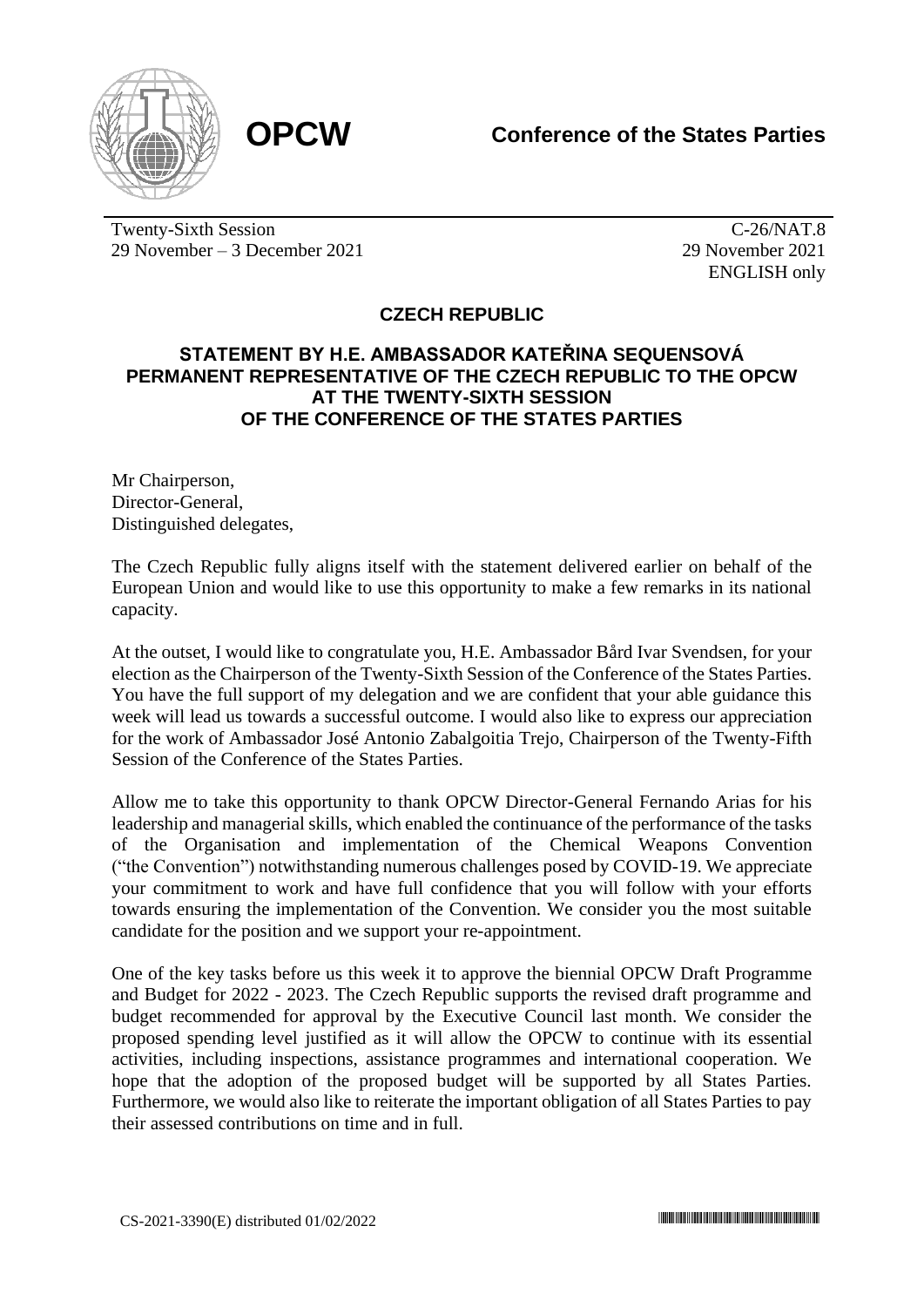**OPCW** 

**Conference of the States Parties**

Twenty-Sixth Session
29 November – 3 December 2021

C-26/NAT.8
29 November 2021
ENGLISH only

## CZECH REPUBLIC

### STATEMENT BY H.E. AMBASSADOR KATEŘINA SEQUENSOVÁ PERMANENT REPRESENTATIVE OF THE CZECH REPUBLIC TO THE OPCW AT THE TWENTY-SIXTH SESSION OF THE CONFERENCE OF THE STATES PARTIES

Mr Chairperson,
Director-General,
Distinguished delegates,

The Czech Republic fully aligns itself with the statement delivered earlier on behalf of the European Union and would like to use this opportunity to make a few remarks in its national capacity.

At the outset, I would like to congratulate you, H.E. Ambassador Bård Ivar Svendsen, for your election as the Chairperson of the Twenty-Sixth Session of the Conference of the States Parties. You have the full support of my delegation and we are confident that your able guidance this week will lead us towards a successful outcome. I would also like to express our appreciation for the work of Ambassador José Antonio Zabalgoitia Trejo, Chairperson of the Twenty-Fifth Session of the Conference of the States Parties.

Allow me to take this opportunity to thank OPCW Director-General Fernando Arias for his leadership and managerial skills, which enabled the continuance of the performance of the tasks of the Organisation and implementation of the Chemical Weapons Convention ("the Convention") notwithstanding numerous challenges posed by COVID-19. We appreciate your commitment to work and have full confidence that you will follow with your efforts towards ensuring the implementation of the Convention. We consider you the most suitable candidate for the position and we support your re-appointment.

One of the key tasks before us this week it to approve the biennial OPCW Draft Programme and Budget for 2022 - 2023. The Czech Republic supports the revised draft programme and budget recommended for approval by the Executive Council last month. We consider the proposed spending level justified as it will allow the OPCW to continue with its essential activities, including inspections, assistance programmes and international cooperation. We hope that the adoption of the proposed budget will be supported by all States Parties. Furthermore, we would also like to reiterate the important obligation of all States Parties to pay their assessed contributions on time and in full.

CS-2021-3390(E) distributed 01/02/2022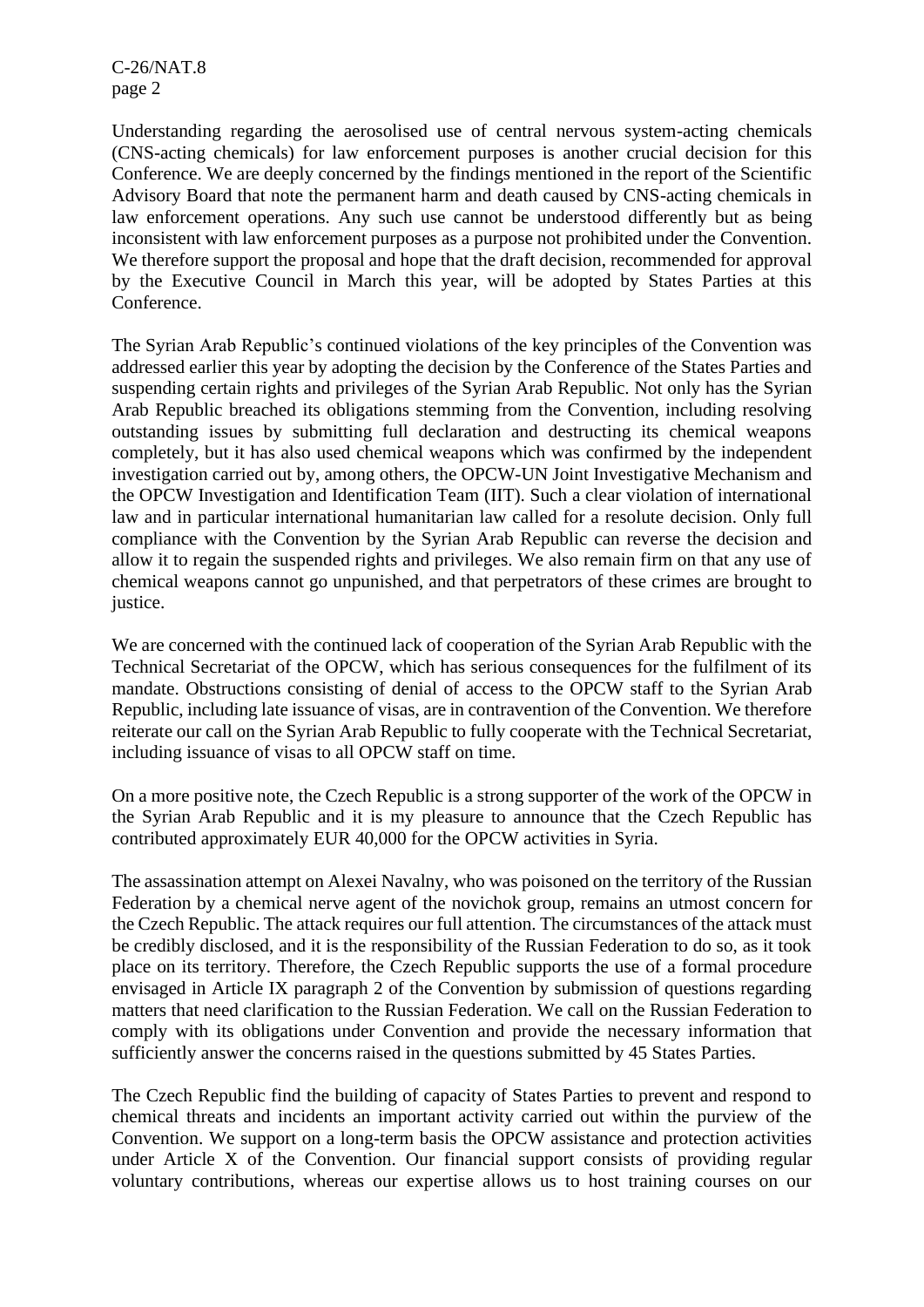Understanding regarding the aerosolised use of central nervous system-acting chemicals (CNS-acting chemicals) for law enforcement purposes is another crucial decision for this Conference. We are deeply concerned by the findings mentioned in the report of the Scientific Advisory Board that note the permanent harm and death caused by CNS-acting chemicals in law enforcement operations. Any such use cannot be understood differently but as being inconsistent with law enforcement purposes as a purpose not prohibited under the Convention. We therefore support the proposal and hope that the draft decision, recommended for approval by the Executive Council in March this year, will be adopted by States Parties at this Conference.

The Syrian Arab Republic's continued violations of the key principles of the Convention was addressed earlier this year by adopting the decision by the Conference of the States Parties and suspending certain rights and privileges of the Syrian Arab Republic. Not only has the Syrian Arab Republic breached its obligations stemming from the Convention, including resolving outstanding issues by submitting full declaration and destructing its chemical weapons completely, but it has also used chemical weapons which was confirmed by the independent investigation carried out by, among others, the OPCW-UN Joint Investigative Mechanism and the OPCW Investigation and Identification Team (IIT). Such a clear violation of international law and in particular international humanitarian law called for a resolute decision. Only full compliance with the Convention by the Syrian Arab Republic can reverse the decision and allow it to regain the suspended rights and privileges. We also remain firm on that any use of chemical weapons cannot go unpunished, and that perpetrators of these crimes are brought to justice.

We are concerned with the continued lack of cooperation of the Syrian Arab Republic with the Technical Secretariat of the OPCW, which has serious consequences for the fulfilment of its mandate. Obstructions consisting of denial of access to the OPCW staff to the Syrian Arab Republic, including late issuance of visas, are in contravention of the Convention. We therefore reiterate our call on the Syrian Arab Republic to fully cooperate with the Technical Secretariat, including issuance of visas to all OPCW staff on time.

On a more positive note, the Czech Republic is a strong supporter of the work of the OPCW in the Syrian Arab Republic and it is my pleasure to announce that the Czech Republic has contributed approximately EUR 40,000 for the OPCW activities in Syria.

The assassination attempt on Alexei Navalny, who was poisoned on the territory of the Russian Federation by a chemical nerve agent of the novichok group, remains an utmost concern for the Czech Republic. The attack requires our full attention. The circumstances of the attack must be credibly disclosed, and it is the responsibility of the Russian Federation to do so, as it took place on its territory. Therefore, the Czech Republic supports the use of a formal procedure envisaged in Article IX paragraph 2 of the Convention by submission of questions regarding matters that need clarification to the Russian Federation. We call on the Russian Federation to comply with its obligations under Convention and provide the necessary information that sufficiently answer the concerns raised in the questions submitted by 45 States Parties.

The Czech Republic find the building of capacity of States Parties to prevent and respond to chemical threats and incidents an important activity carried out within the purview of the Convention. We support on a long-term basis the OPCW assistance and protection activities under Article X of the Convention. Our financial support consists of providing regular voluntary contributions, whereas our expertise allows us to host training courses on our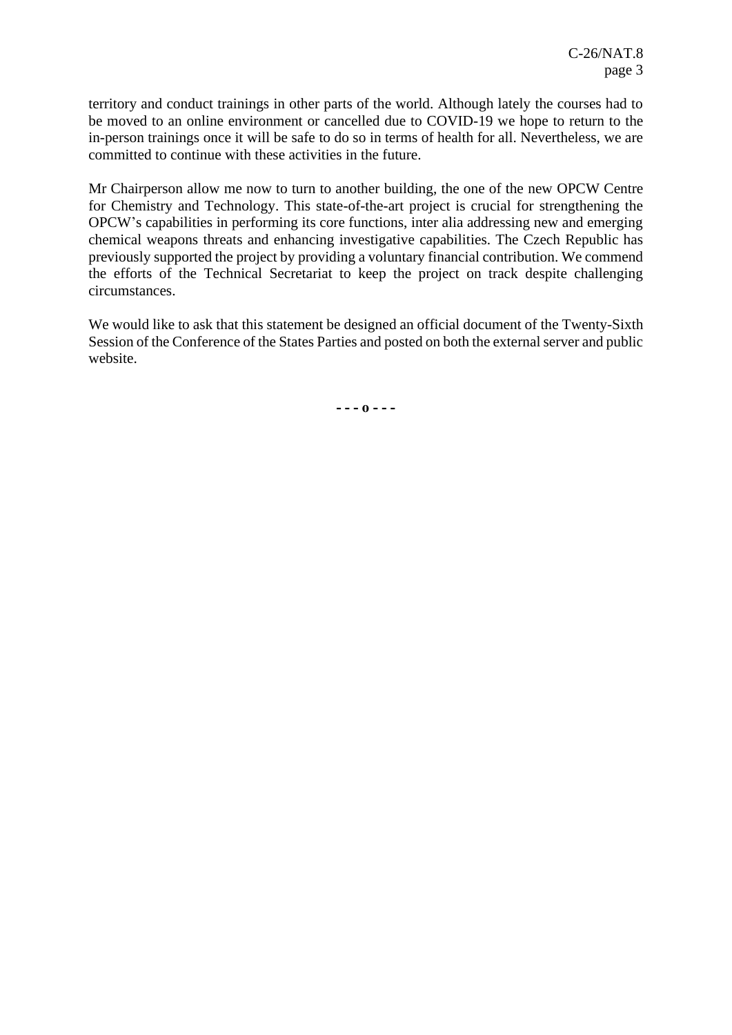territory and conduct trainings in other parts of the world. Although lately the courses had to be moved to an online environment or cancelled due to COVID-19 we hope to return to the in-person trainings once it will be safe to do so in terms of health for all. Nevertheless, we are committed to continue with these activities in the future.

Mr Chairperson allow me now to turn to another building, the one of the new OPCW Centre for Chemistry and Technology. This state-of-the-art project is crucial for strengthening the OPCW's capabilities in performing its core functions, inter alia addressing new and emerging chemical weapons threats and enhancing investigative capabilities. The Czech Republic has previously supported the project by providing a voluntary financial contribution. We commend the efforts of the Technical Secretariat to keep the project on track despite challenging circumstances.

We would like to ask that this statement be designed an official document of the Twenty-Sixth Session of the Conference of the States Parties and posted on both the external server and public website.

**- - - o - - -**